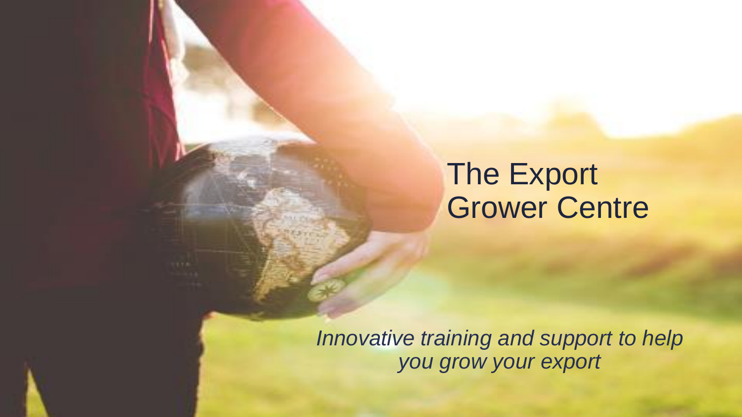# The Export Grower Centre

*Innovative training and support to help you grow your export*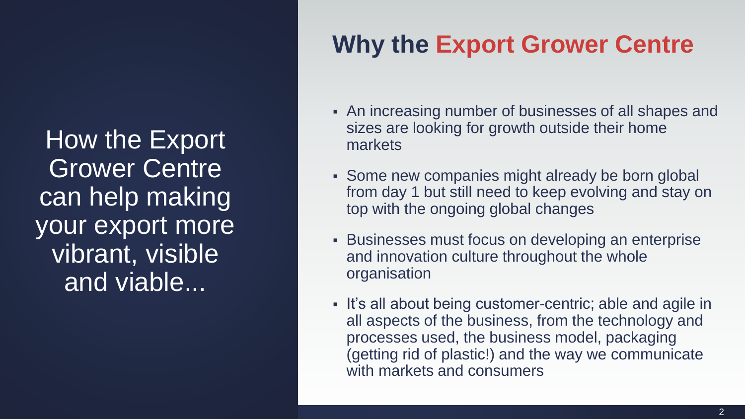How the Export Grower Centre can help making your export more vibrant, visible and viable...

## Why the Export Grower Centre

- An increasing number of businesses of all shapes and sizes are looking for growth outside their home markets
- Some new companies might already be born global from day 1 but still need to keep evolving and stay on top with the ongoing global changes
- Businesses must focus on developing an enterprise and innovation culture throughout the whole organisation
- It’s all about being customer-centric; able and agile in all aspects of the business, from the technology and processes used, the business model, packaging (getting rid of plastic!) and the way we communicate with markets and consumers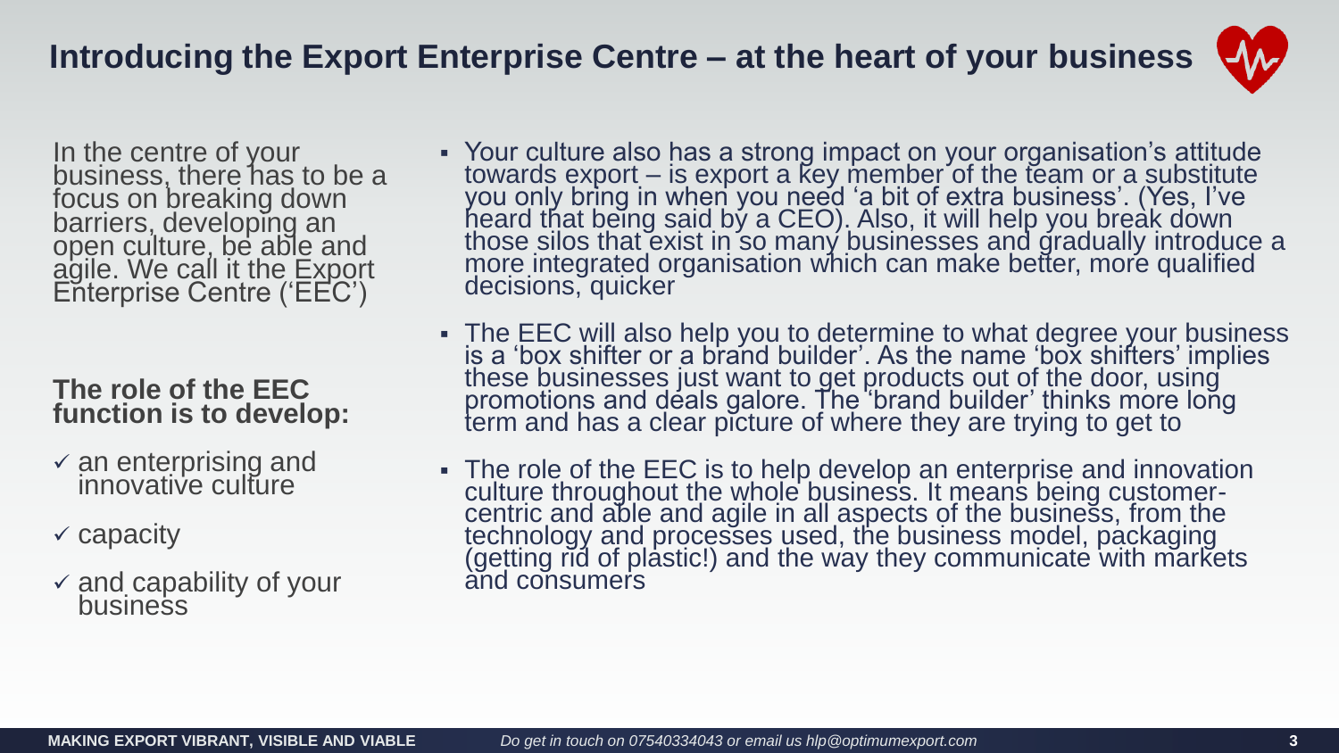# Introducing the Export Enterprise Centre – at the heart of your business

In the centre of your business, there has to be a focus on breaking down barriers, developing an open culture, be able and agile. We call it the Export Enterprise Centre ('EEC')

**The role of the EEC function is to develop:**

- ✓ an enterprising and innovative culture
- ✓ capacity
- ✓ and capability of your business

- Your culture also has a strong impact on your organisation's attitude towards export – is export a key member of the team or a substitute you only bring in when you need 'a bit of extra business'. (Yes, I've heard that being said by a CEO). Also, it will help you break down those silos that exist in so many businesses and gradually introduce a more integrated organisation which can make better, more qualified decisions, quicker
- The EEC will also help you to determine to what degree your business is a 'box shifter or a brand builder'. As the name 'box shifters' implies these businesses just want to get products out of the door, using promotions and deals galore. The 'brand builder' thinks more long term and has a clear picture of where they are trying to get to
- The role of the EEC is to help develop an enterprise and innovation culture throughout the whole business. It means being customer-centric and able and agile in all aspects of the business, from the technology and processes used, the business model, packaging (getting rid of plastic!) and the way they communicate with markets and consumers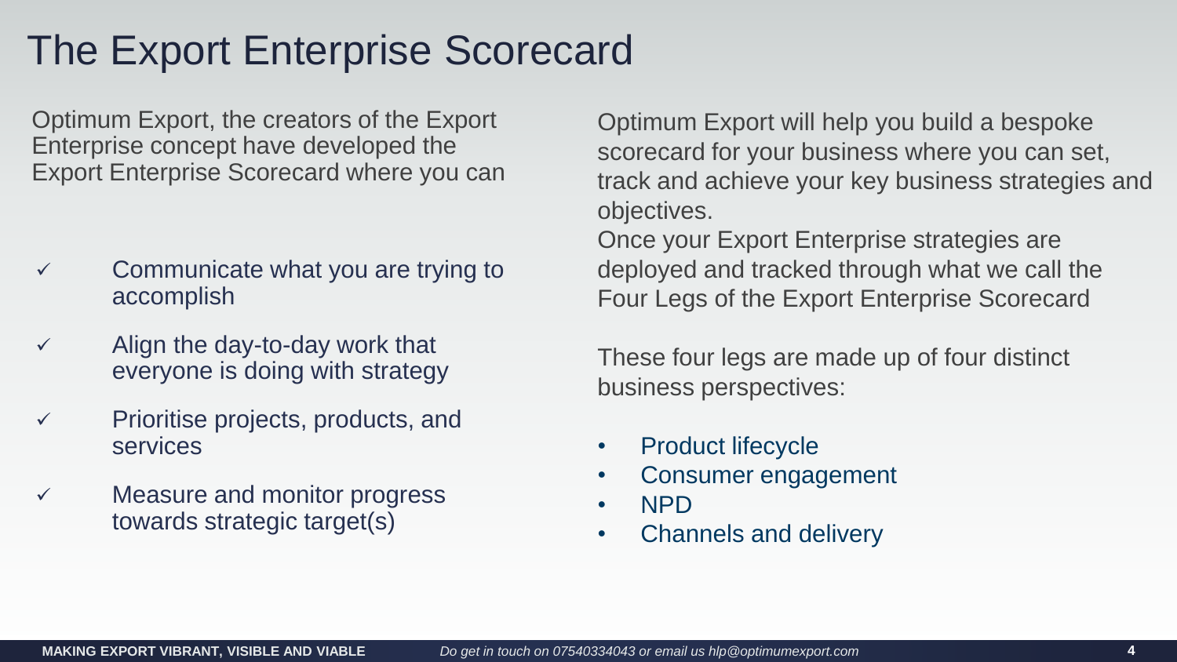# The Export Enterprise Scorecard

Optimum Export, the creators of the Export Enterprise concept have developed the Export Enterprise Scorecard where you can

- ✓ Communicate what you are trying to accomplish
- ✓ Align the day-to-day work that everyone is doing with strategy
- ✓ Prioritise projects, products, and services
- ✓ Measure and monitor progress towards strategic target(s)

Optimum Export will help you build a bespoke scorecard for your business where you can set, track and achieve your key business strategies and objectives.

Once your Export Enterprise strategies are deployed and tracked through what we call the Four Legs of the Export Enterprise Scorecard

These four legs are made up of four distinct business perspectives:

- Product lifecycle
- Consumer engagement
- NPD
- Channels and delivery

**MAKING EXPORT VIBRANT, VISIBLE AND VIABLE**

*Do get in touch on 07540334043 or email us hlp@optimumexport.com*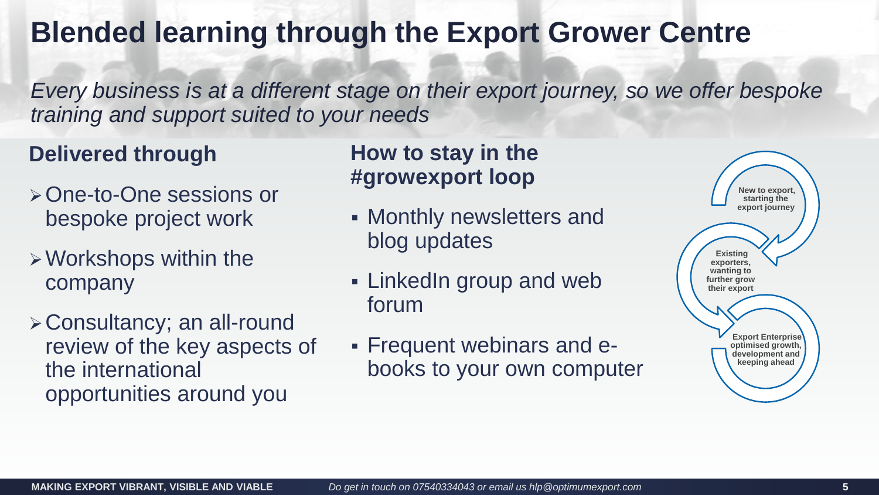# Blended learning through the Export Grower Centre

*Every business is at a different stage on their export journey, so we offer bespoke training and support suited to your needs*

## Delivered through

- One-to-One sessions or bespoke project work
- Workshops within the company
- Consultancy; an all-round review of the key aspects of the international opportunities around you

## How to stay in the #growexport loop

- Monthly newsletters and blog updates
- LinkedIn group and web forum
- Frequent webinars and e-books to your own computer

**New to export, starting the export journey**

**Existing exporters, wanting to further grow their export**

**Export Enterprise optimised growth, development and keeping ahead**

**MAKING EXPORT VIBRANT, VISIBLE AND VIABLE**

*Do get in touch on 07540334043 or email us hlp@optimumexport.com*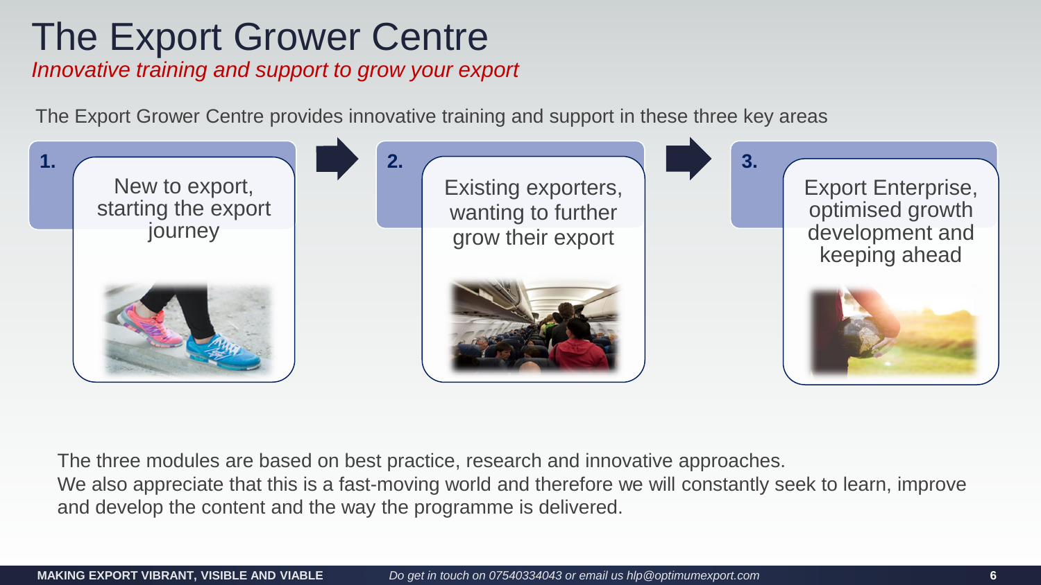# The Export Grower Centre

*Innovative training and support to grow your export*

The Export Grower Centre provides innovative training and support in these three key areas

**1.** New to export, starting the export journey

**2.** Existing exporters, wanting to further grow their export

**3.** Export Enterprise, optimised growth development and keeping ahead

The three modules are based on best practice, research and innovative approaches.
We also appreciate that this is a fast-moving world and therefore we will constantly seek to learn, improve and develop the content and the way the programme is delivered.

**MAKING EXPORT VIBRANT, VISIBLE AND VIABLE** *Do get in touch on 07540334043 or email us hlp@optimumexport.com*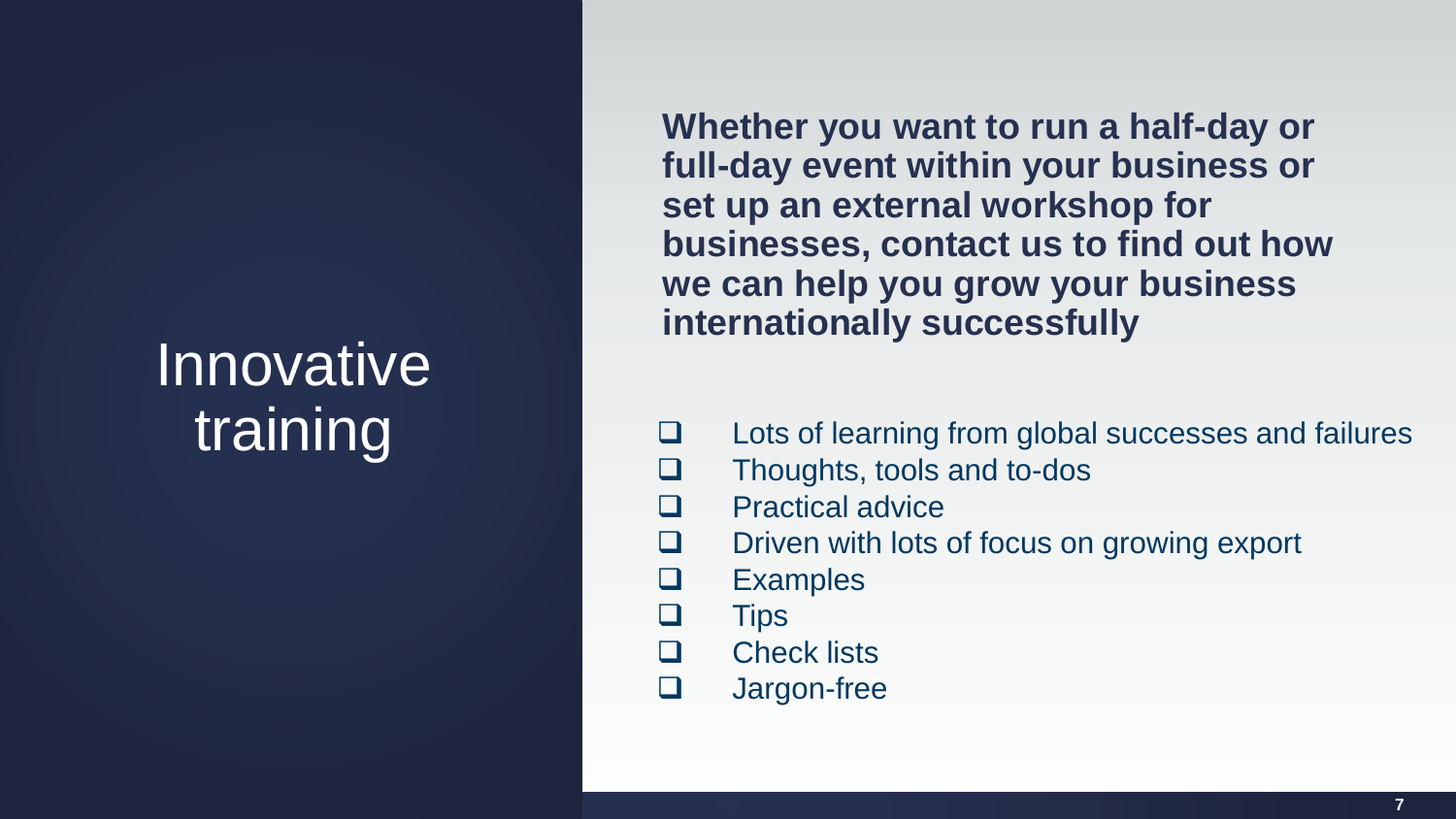# Innovative training

**Whether you want to run a half-day or full-day event within your business or set up an external workshop for businesses, contact us to find out how we can help you grow your business internationally successfully**

- Lots of learning from global successes and failures
- Thoughts, tools and to-dos
- Practical advice
- Driven with lots of focus on growing export
- Examples
- Tips
- Check lists
- Jargon-free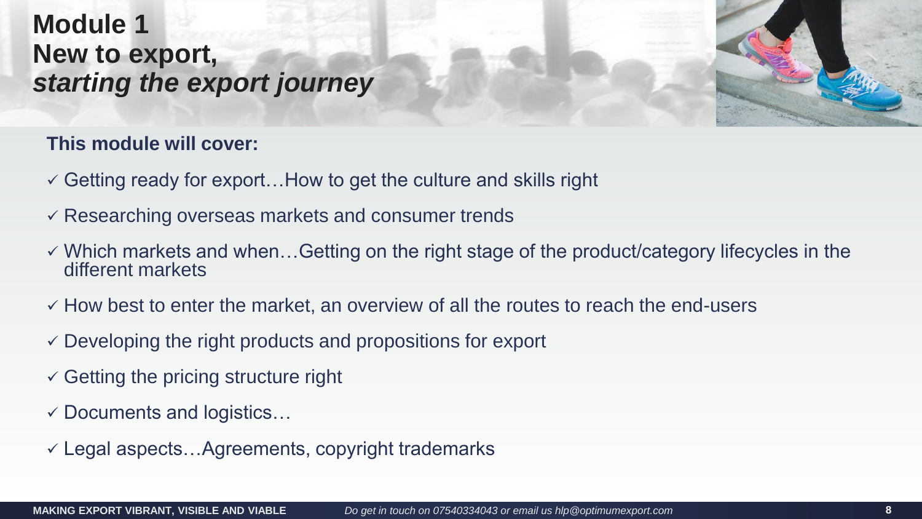# Module 1
# New to export, *starting the export journey*

**This module will cover:**

- ✓ Getting ready for export…How to get the culture and skills right
- ✓ Researching overseas markets and consumer trends
- ✓ Which markets and when…Getting on the right stage of the product/category lifecycles in the different markets
- ✓ How best to enter the market, an overview of all the routes to reach the end-users
- ✓ Developing the right products and propositions for export
- ✓ Getting the pricing structure right
- ✓ Documents and logistics…
- ✓ Legal aspects…Agreements, copyright trademarks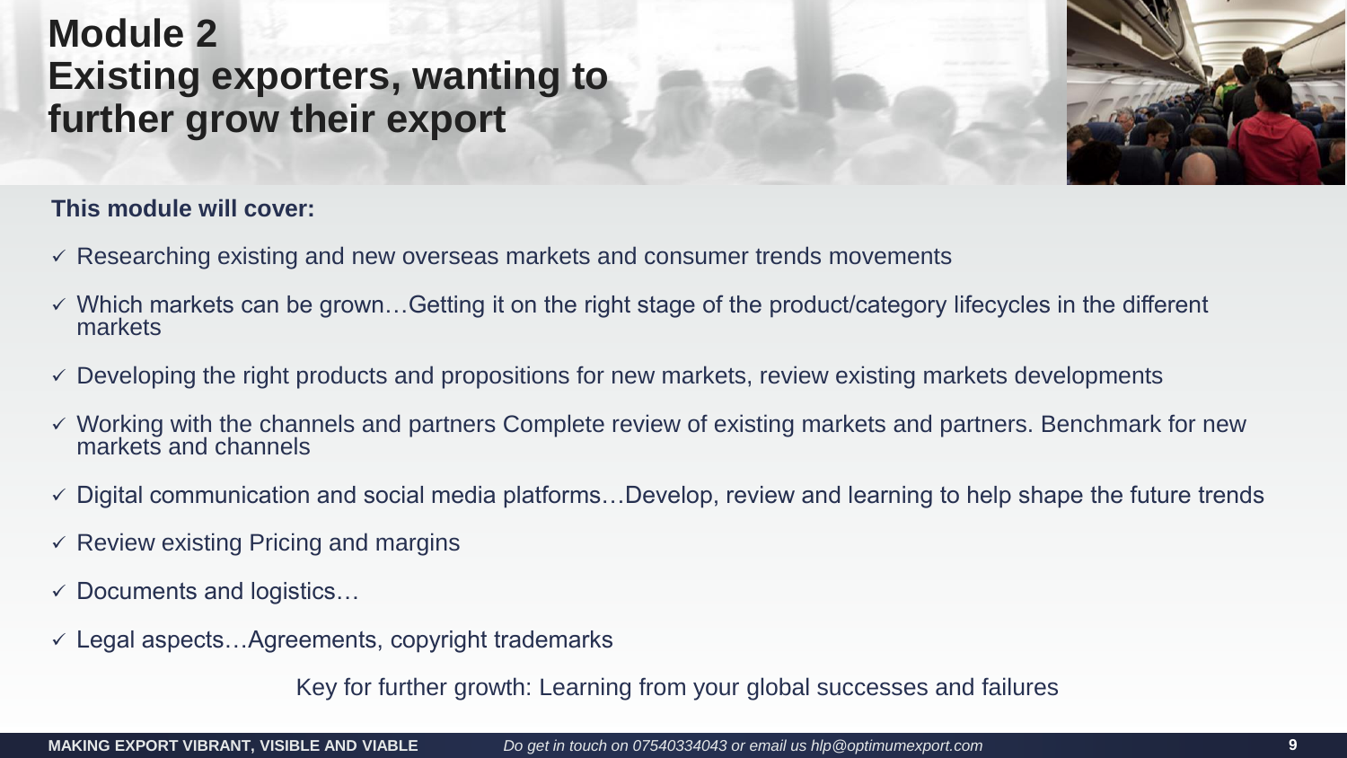# Module 2
# Existing exporters, wanting to further grow their export

**This module will cover:**

- ✓ Researching existing and new overseas markets and consumer trends movements
- ✓ Which markets can be grown…Getting it on the right stage of the product/category lifecycles in the different markets
- ✓ Developing the right products and propositions for new markets, review existing markets developments
- ✓ Working with the channels and partners Complete review of existing markets and partners. Benchmark for new markets and channels
- ✓ Digital communication and social media platforms…Develop, review and learning to help shape the future trends
- ✓ Review existing Pricing and margins
- ✓ Documents and logistics…
- ✓ Legal aspects…Agreements, copyright trademarks

Key for further growth: Learning from your global successes and failures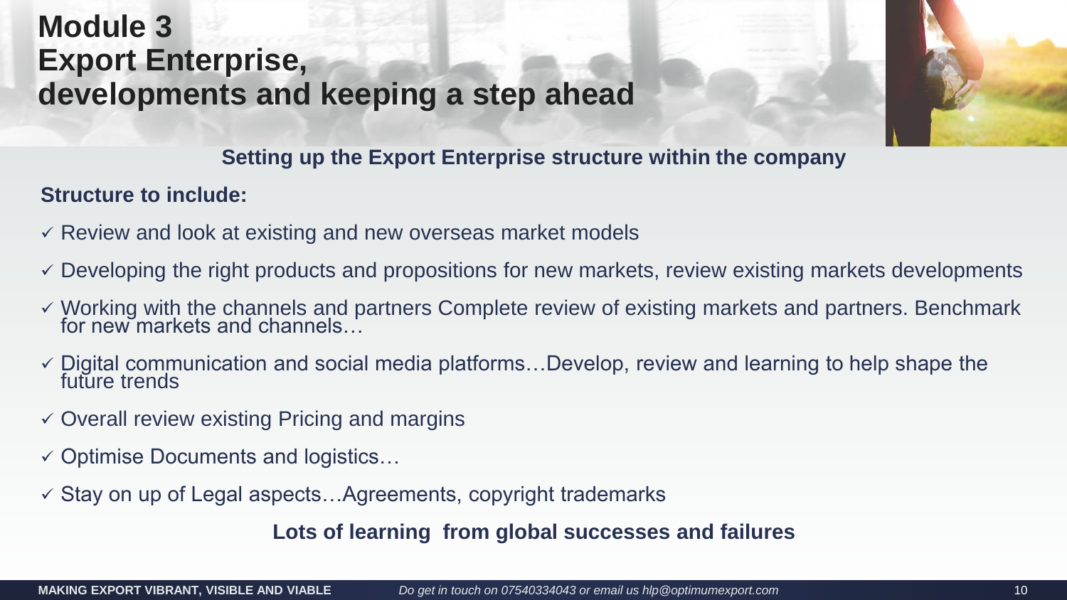# Module 3
# Export Enterprise, developments and keeping a step ahead

**Setting up the Export Enterprise structure within the company**

**Structure to include:**

- ✓ Review and look at existing and new overseas market models
- ✓ Developing the right products and propositions for new markets, review existing markets developments
- ✓ Working with the channels and partners Complete review of existing markets and partners. Benchmark for new markets and channels…
- ✓ Digital communication and social media platforms…Develop, review and learning to help shape the future trends
- ✓ Overall review existing Pricing and margins
- ✓ Optimise Documents and logistics…
- ✓ Stay on up of Legal aspects…Agreements, copyright trademarks

**Lots of learning from global successes and failures**

**MAKING EXPORT VIBRANT, VISIBLE AND VIABLE**

*Do get in touch on 07540334043 or email us hlp@optimumexport.com*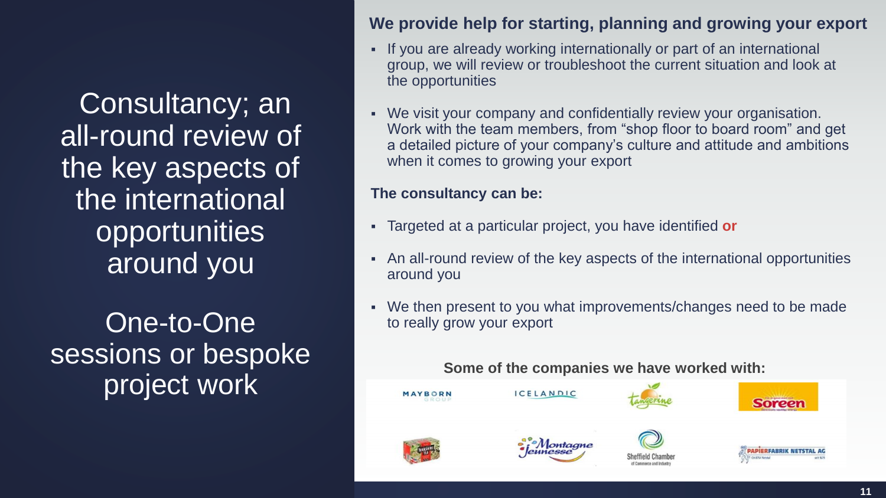Consultancy; an all-round review of the key aspects of the international opportunities around you

One-to-One sessions or bespoke project work

## We provide help for starting, planning and growing your export

- If you are already working internationally or part of an international group, we will review or troubleshoot the current situation and look at the opportunities
- We visit your company and confidentially review your organisation. Work with the team members, from "shop floor to board room" and get a detailed picture of your company's culture and attitude and ambitions when it comes to growing your export

**The consultancy can be:**

- Targeted at a particular project, you have identified **or**
- An all-round review of the key aspects of the international opportunities around you
- We then present to you what improvements/changes need to be made to really grow your export

**Some of the companies we have worked with:**

MAYBORN GROUP, ICELANDIC, Tangerine, Soreen, Yorkshire Tea, Montagne Jeunesse, Sheffield Chamber of Commerce and Industry, PAPIERFABRIK NETSTAL AG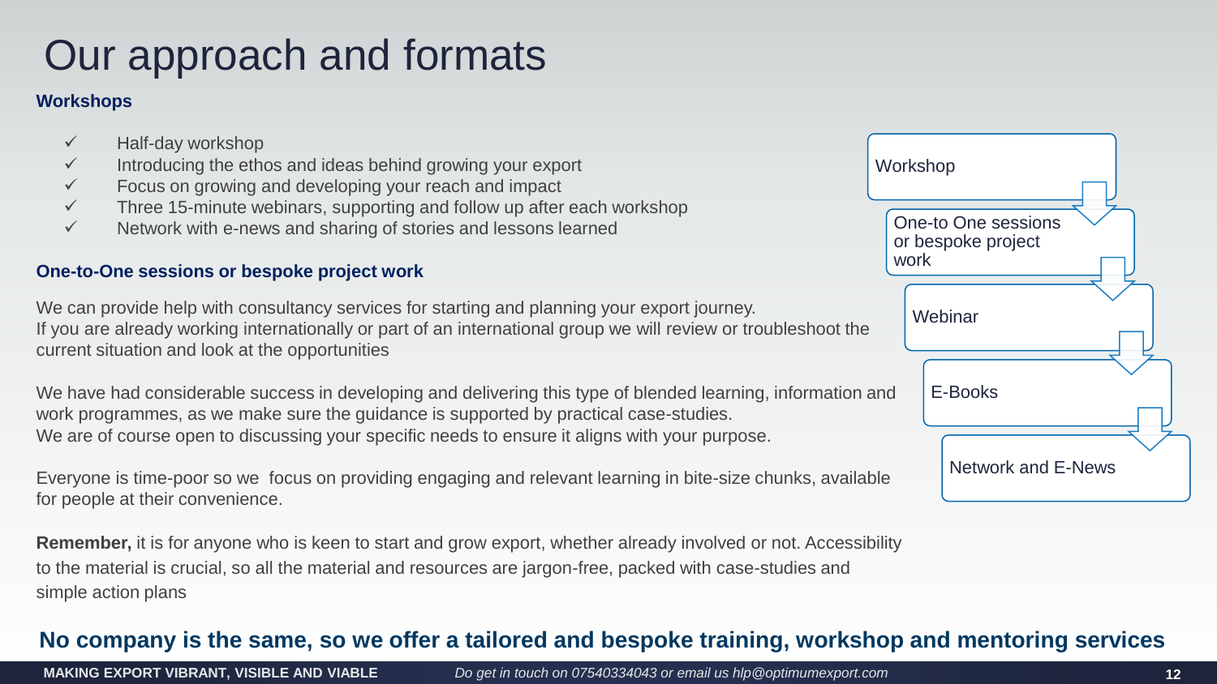# Our approach and formats

**Workshops**

- ✓ Half-day workshop
- ✓ Introducing the ethos and ideas behind growing your export
- ✓ Focus on growing and developing your reach and impact
- ✓ Three 15-minute webinars, supporting and follow up after each workshop
- ✓ Network with e-news and sharing of stories and lessons learned

**One-to-One sessions or bespoke project work**

We can provide help with consultancy services for starting and planning your export journey.
If you are already working internationally or part of an international group we will review or troubleshoot the current situation and look at the opportunities

We have had considerable success in developing and delivering this type of blended learning, information and work programmes, as we make sure the guidance is supported by practical case-studies.
We are of course open to discussing your specific needs to ensure it aligns with your purpose.

Everyone is time-poor so we focus on providing engaging and relevant learning in bite-size chunks, available for people at their convenience.

**Remember,** it is for anyone who is keen to start and grow export, whether already involved or not. Accessibility to the material is crucial, so all the material and resources are jargon-free, packed with case-studies and simple action plans

Workshop → One-to One sessions or bespoke project work → Webinar → E-Books → Network and E-News

**No company is the same, so we offer a tailored and bespoke training, workshop and mentoring services**

**MAKING EXPORT VIBRANT, VISIBLE AND VIABLE** *Do get in touch on 07540334043 or email us hlp@optimumexport.com*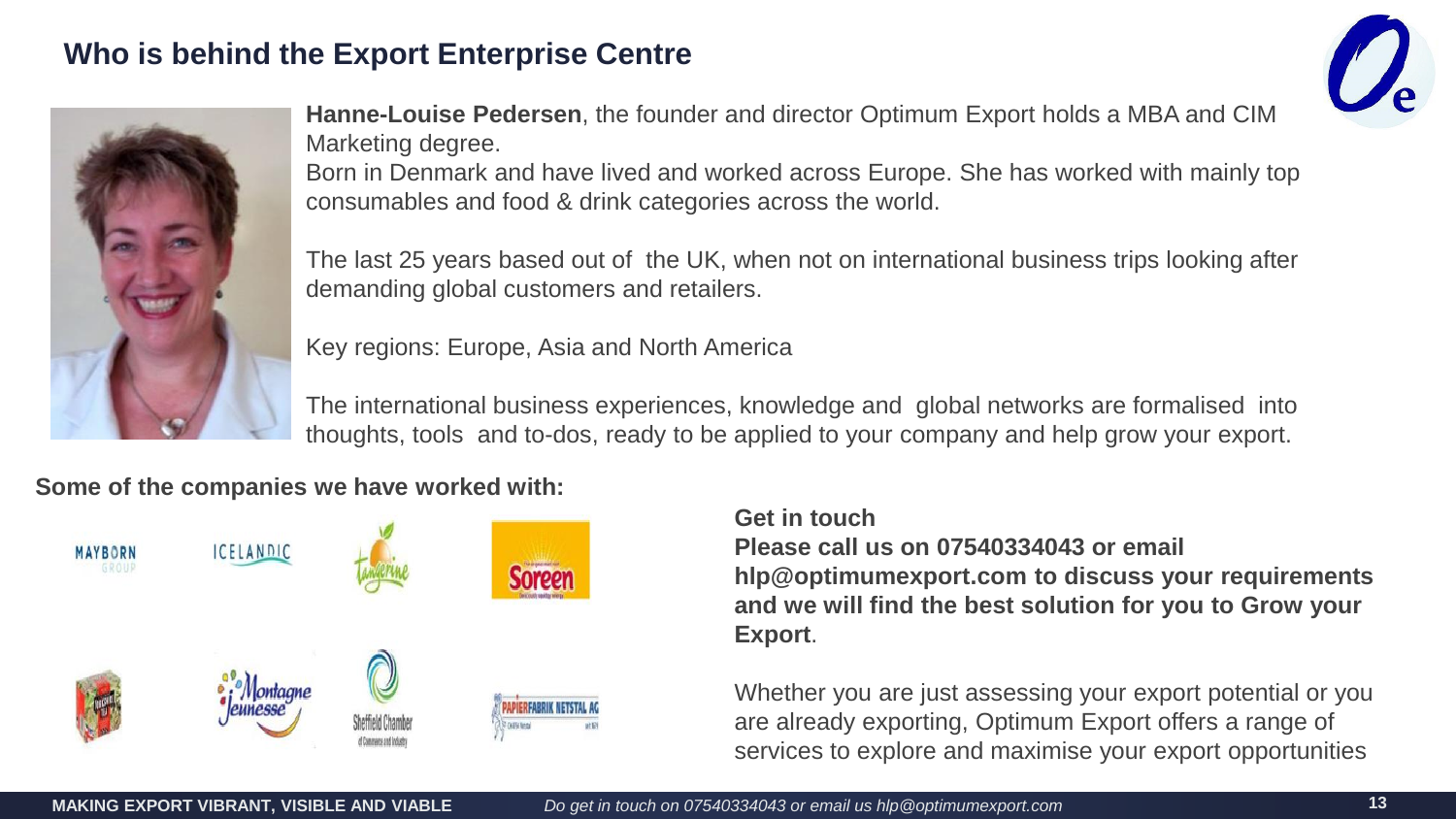## Who is behind the Export Enterprise Centre

**Hanne-Louise Pedersen**, the founder and director Optimum Export holds a MBA and CIM Marketing degree.
Born in Denmark and have lived and worked across Europe. She has worked with mainly top consumables and food & drink categories across the world.

The last 25 years based out of the UK, when not on international business trips looking after demanding global customers and retailers.

Key regions: Europe, Asia and North America

The international business experiences, knowledge and global networks are formalised into thoughts, tools and to-dos, ready to be applied to your company and help grow your export.

**Some of the companies we have worked with:**

MAYBORN GROUP
ICELANDIC
tangerine
Soreen
Montagne Jeunesse
Sheffield Chamber of Commerce and Industry
PAPIERFABRIK NETSTAL AG

**Get in touch**
**Please call us on 07540334043 or email hlp@optimumexport.com to discuss your requirements and we will find the best solution for you to Grow your Export**.

Whether you are just assessing your export potential or you are already exporting, Optimum Export offers a range of services to explore and maximise your export opportunities

**MAKING EXPORT VIBRANT, VISIBLE AND VIABLE** *Do get in touch on 07540334043 or email us hlp@optimumexport.com*